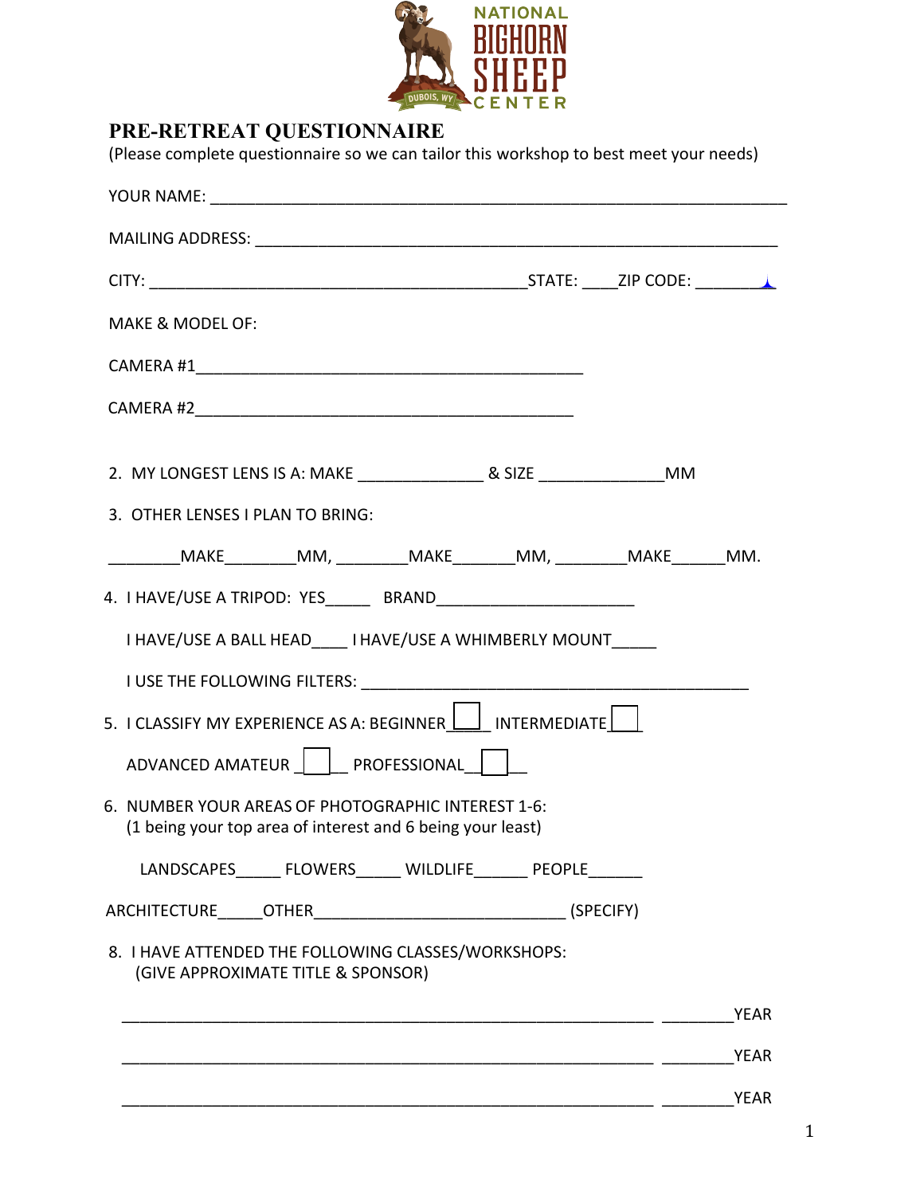NATIONAL BIGHORN SHEEP CENTER
DUBOIS, WY

# PRE-RETREAT QUESTIONNAIRE

(Please complete questionnaire so we can tailor this workshop to best meet your needs)

YOUR NAME: ______________________________________________________________

MAILING ADDRESS: _________________________________________________________

CITY: ________________________________________STATE: ____ZIP CODE: ________

MAKE & MODEL OF:

CAMERA #1_________________________________________

CAMERA #2_________________________________________

2. MY LONGEST LENS IS A: MAKE _____________ & SIZE _____________MM

3. OTHER LENSES I PLAN TO BRING:

________MAKE________MM, ________MAKE_______MM, ________MAKE______MM.

4. I HAVE/USE A TRIPOD: YES_____ BRAND_____________________

   I HAVE/USE A BALL HEAD____ I HAVE/USE A WHIMBERLY MOUNT_____

   I USE THE FOLLOWING FILTERS: ________________________________________

5. I CLASSIFY MY EXPERIENCE AS A: BEGINNER ☐ INTERMEDIATE ☐

   ADVANCED AMATEUR ☐ PROFESSIONAL ☐

6. NUMBER YOUR AREAS OF PHOTOGRAPHIC INTEREST 1-6:
   (1 being your top area of interest and 6 being your least)

   LANDSCAPES_____ FLOWERS_____ WILDLIFE______ PEOPLE______

   ARCHITECTURE_____OTHER____________________________ (SPECIFY)

8. I HAVE ATTENDED THE FOLLOWING CLASSES/WORKSHOPS:
   (GIVE APPROXIMATE TITLE & SPONSOR)

_____________________________________________________________ ________YEAR

_____________________________________________________________ ________YEAR

_____________________________________________________________ ________YEAR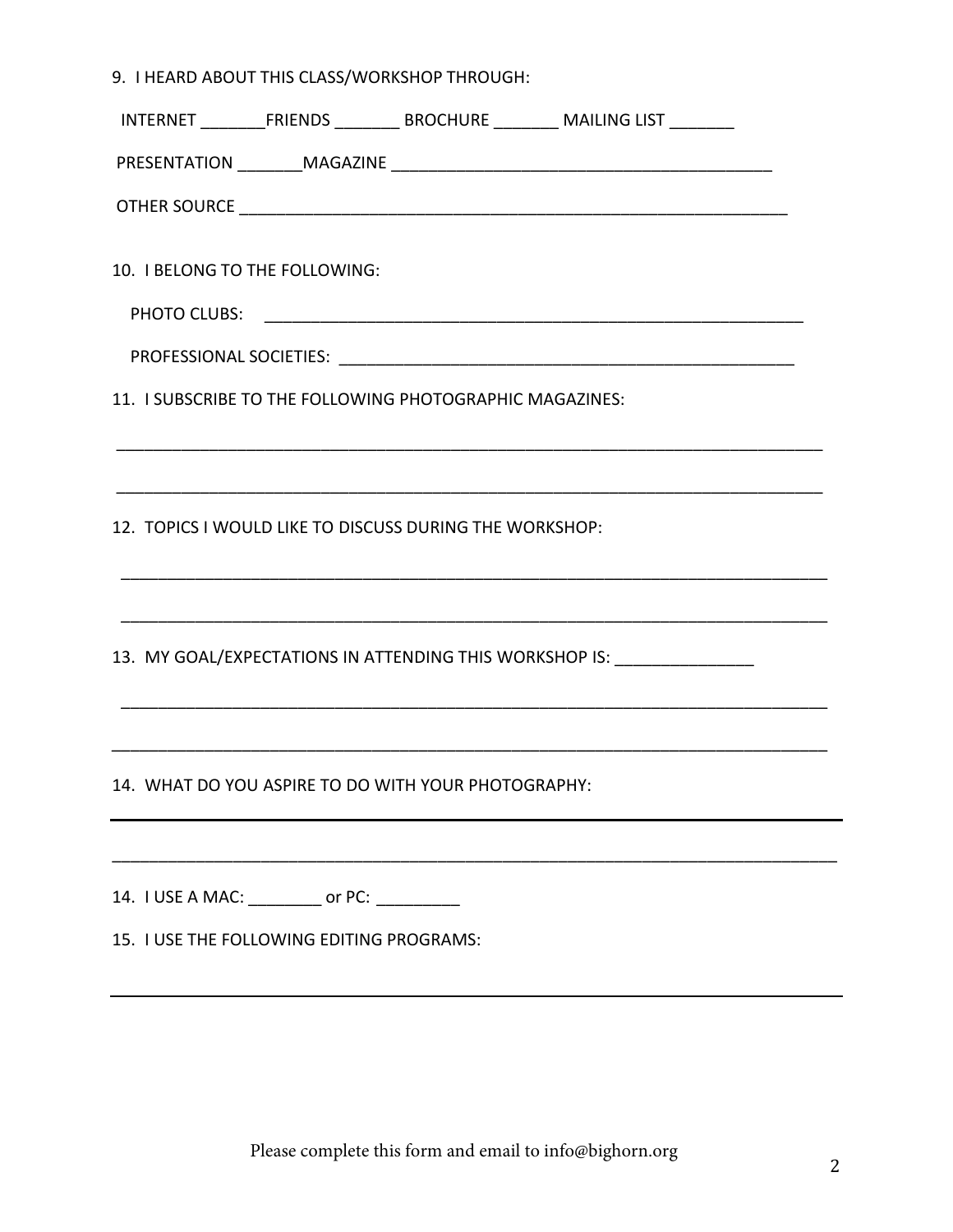9. I HEARD ABOUT THIS CLASS/WORKSHOP THROUGH:

INTERNET _______FRIENDS _______ BROCHURE _______ MAILING LIST _______

PRESENTATION _______MAGAZINE _________________________________________

OTHER SOURCE ____________________________________________________________

10. I BELONG TO THE FOLLOWING:

PHOTO CLUBS: ____________________________________________________________

PROFESSIONAL SOCIETIES: ___________________________________________________

11. I SUBSCRIBE TO THE FOLLOWING PHOTOGRAPHIC MAGAZINES:

______________________________________________________________________________

______________________________________________________________________________

12. TOPICS I WOULD LIKE TO DISCUSS DURING THE WORKSHOP:

______________________________________________________________________________

______________________________________________________________________________

13. MY GOAL/EXPECTATIONS IN ATTENDING THIS WORKSHOP IS: _______________

______________________________________________________________________________

______________________________________________________________________________

14. WHAT DO YOU ASPIRE TO DO WITH YOUR PHOTOGRAPHY:

______________________________________________________________________________

______________________________________________________________________________

14. I USE A MAC: ________ or PC: _________

15. I USE THE FOLLOWING EDITING PROGRAMS:

______________________________________________________________________________

Please complete this form and email to info@bighorn.org